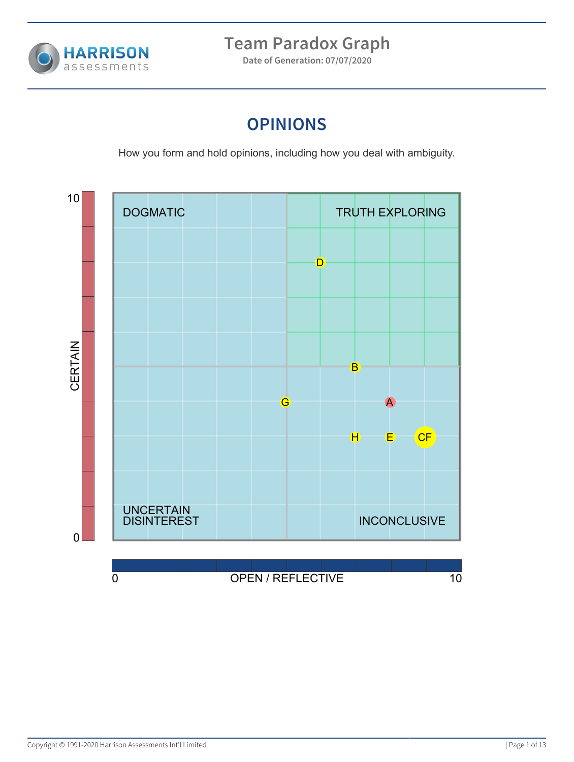# Team Paradox Graph

**Date of Generation: 07/07/2020**

## OPINIONS

How you form and hold opinions, including how you deal with ambiguity.

DOGMATIC

TRUTH EXPLORING

UNCERTAIN DISINTEREST

INCONCLUSIVE

CERTAIN

OPEN / REFLECTIVE

0 10

D B G A H E CF

Copyright © 1991-2020 Harrison Assessments Int'l Limited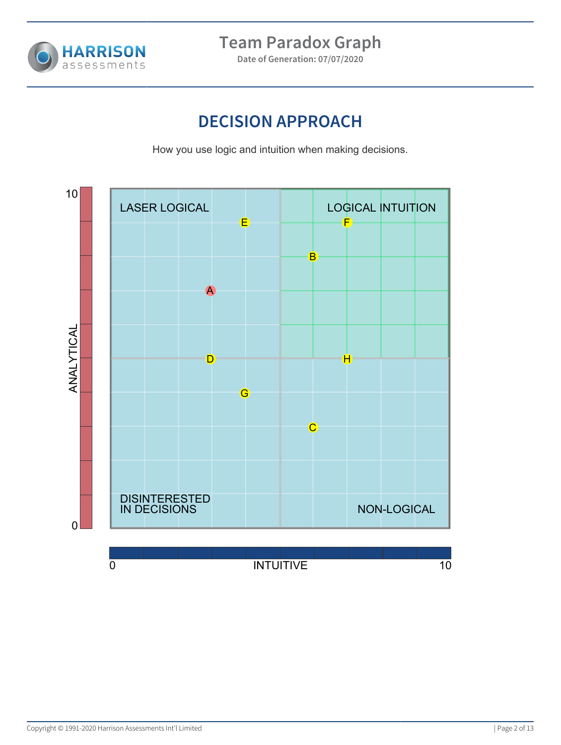# Team Paradox Graph

**Date of Generation: 07/07/2020**

## DECISION APPROACH

How you use logic and intuition when making decisions.

LASER LOGICAL

LOGICAL INTUITION

DISINTERESTED IN DECISIONS

NON-LOGICAL

ANALYTICAL

INTUITIVE

0

10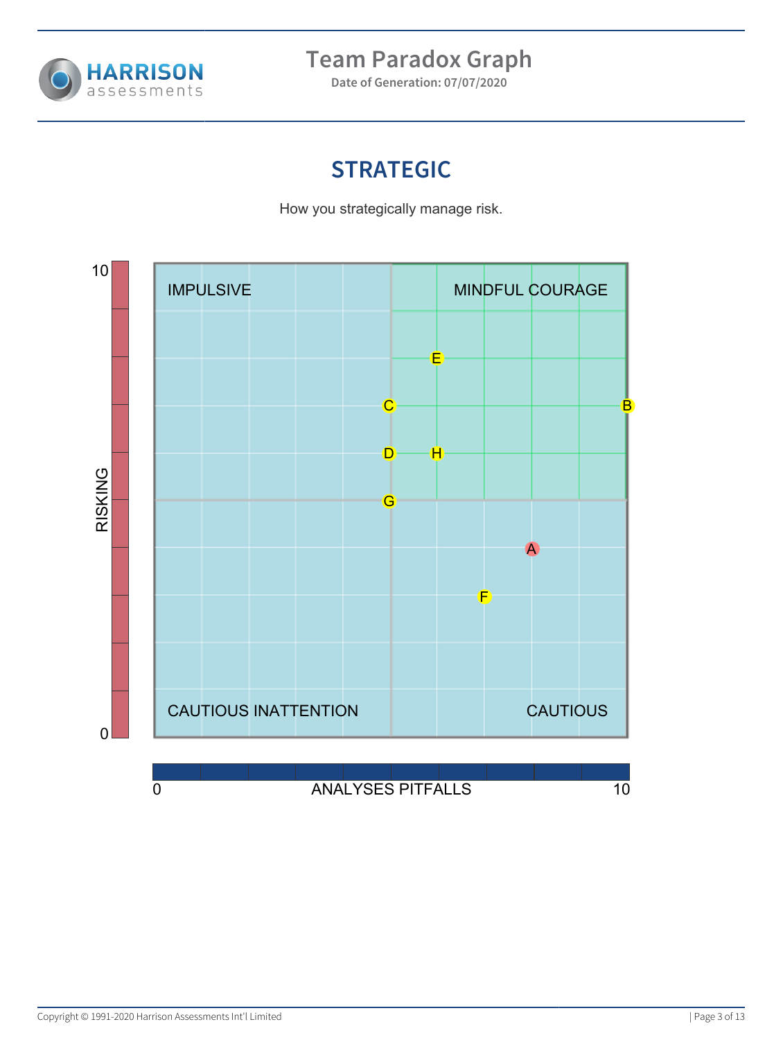# Team Paradox Graph

**Date of Generation: 07/07/2020**

## STRATEGIC

How you strategically manage risk.

IMPULSIVE

MINDFUL COURAGE

CAUTIOUS INATTENTION

CAUTIOUS

RISKING

ANALYSES PITFALLS

0

10

E C B D H G A F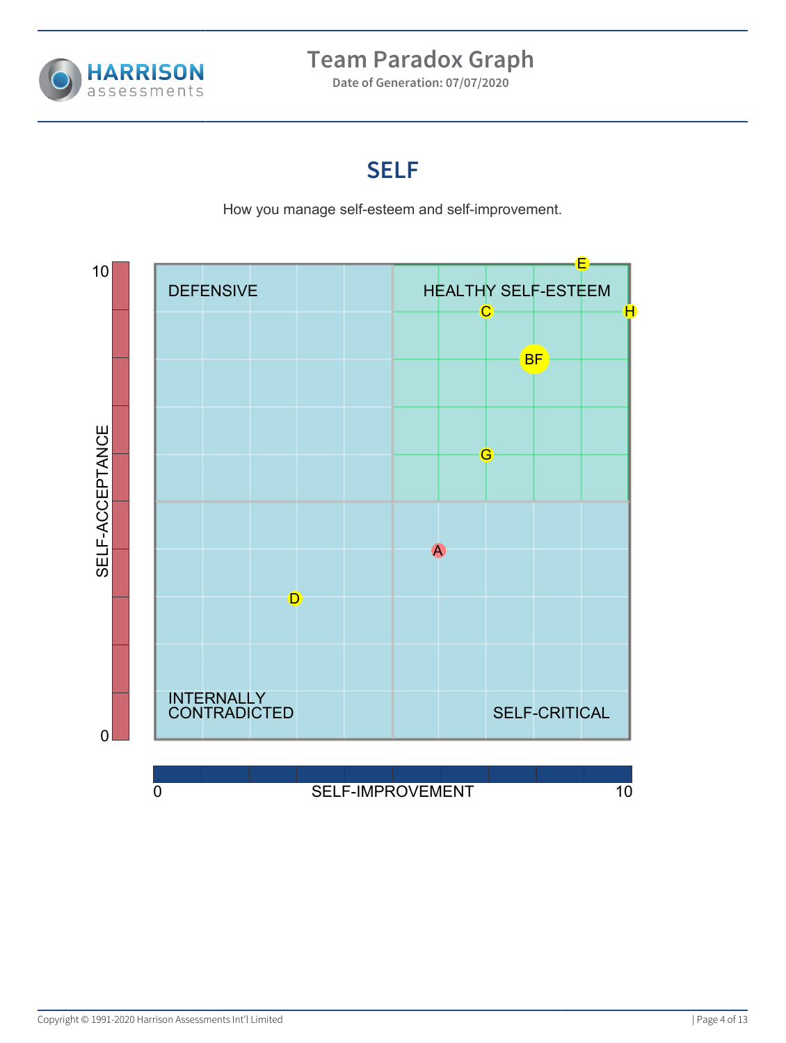# Team Paradox Graph

**Date of Generation: 07/07/2020**

## SELF

How you manage self-esteem and self-improvement.

DEFENSIVE

HEALTHY SELF-ESTEEM

INTERNALLY CONTRADICTED

SELF-CRITICAL

E

C

H

BF

G

A

D

SELF-ACCEPTANCE (0–10)

SELF-IMPROVEMENT (0–10)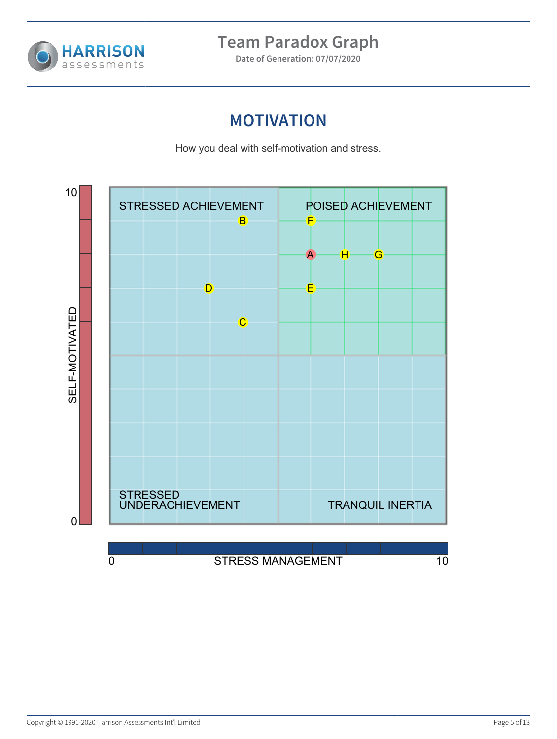# Team Paradox Graph

**Date of Generation: 07/07/2020**

## MOTIVATION

How you deal with self-motivation and stress.

STRESSED ACHIEVEMENT

POISED ACHIEVEMENT

STRESSED UNDERACHIEVEMENT

TRANQUIL INERTIA

B F A H G D E C

SELF-MOTIVATED

10

0

0 STRESS MANAGEMENT 10

Copyright © 1991-2020 Harrison Assessments Int'l Limited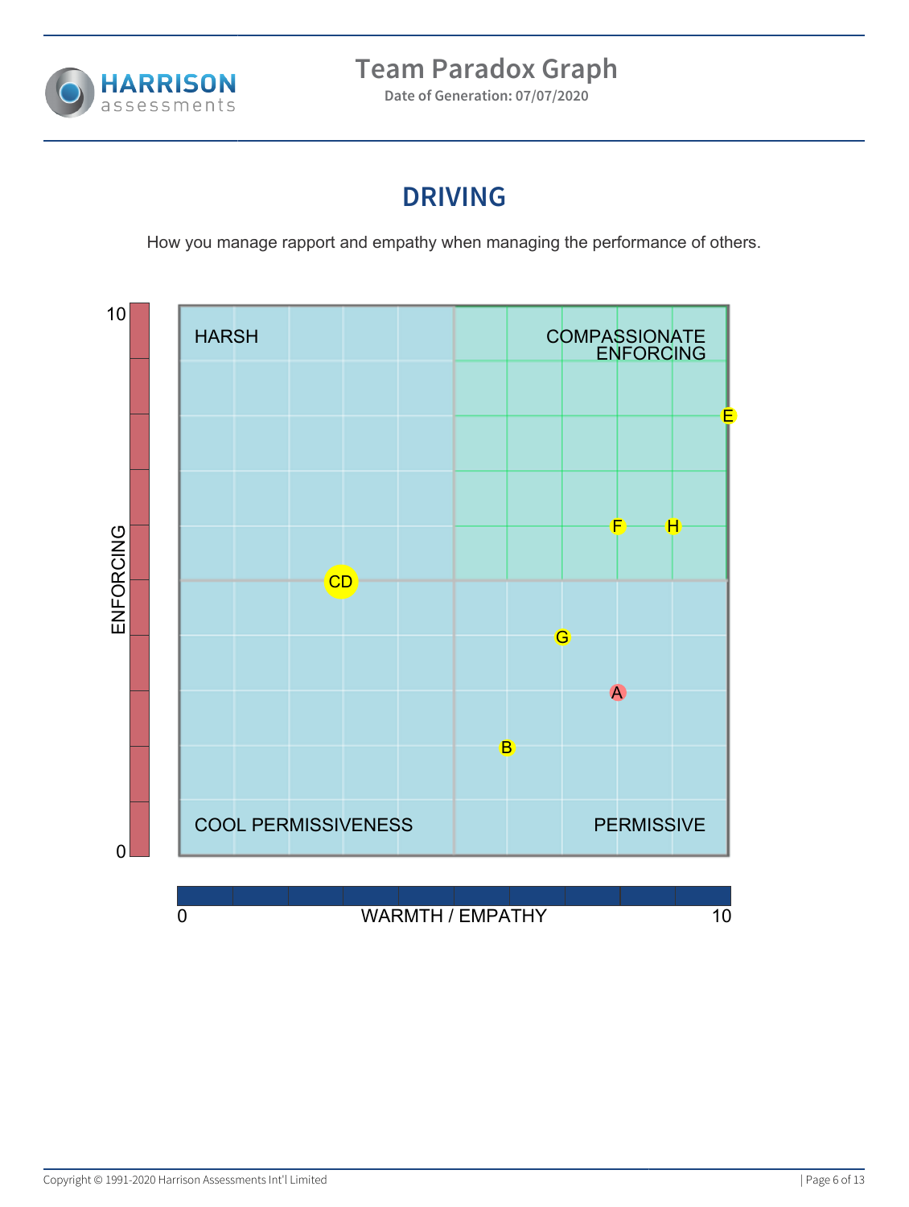# Team Paradox Graph

Date of Generation: 07/07/2020

## DRIVING

How you manage rapport and empathy when managing the performance of others.

HARSH

COMPASSIONATE ENFORCING

COOL PERMISSIVENESS

PERMISSIVE

ENFORCING

WARMTH / EMPATHY

0

10

E

F

H

CD

G

A

B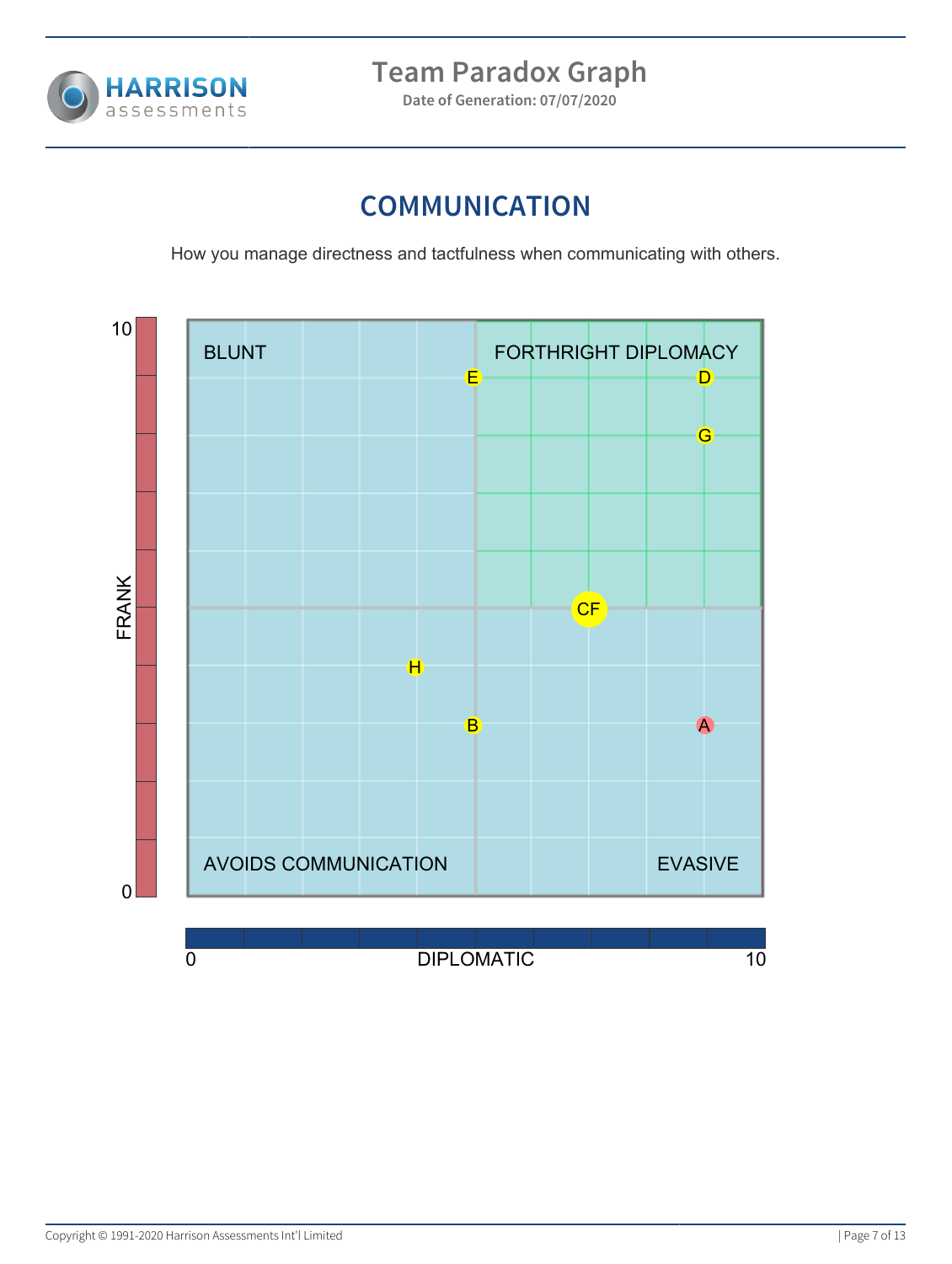# Team Paradox Graph

**Date of Generation: 07/07/2020**

## COMMUNICATION

How you manage directness and tactfulness when communicating with others.

FRANK

10

0

BLUNT

FORTHRIGHT DIPLOMACY

E

D

G

CF

H

B

A

AVOIDS COMMUNICATION

EVASIVE

0

DIPLOMATIC

10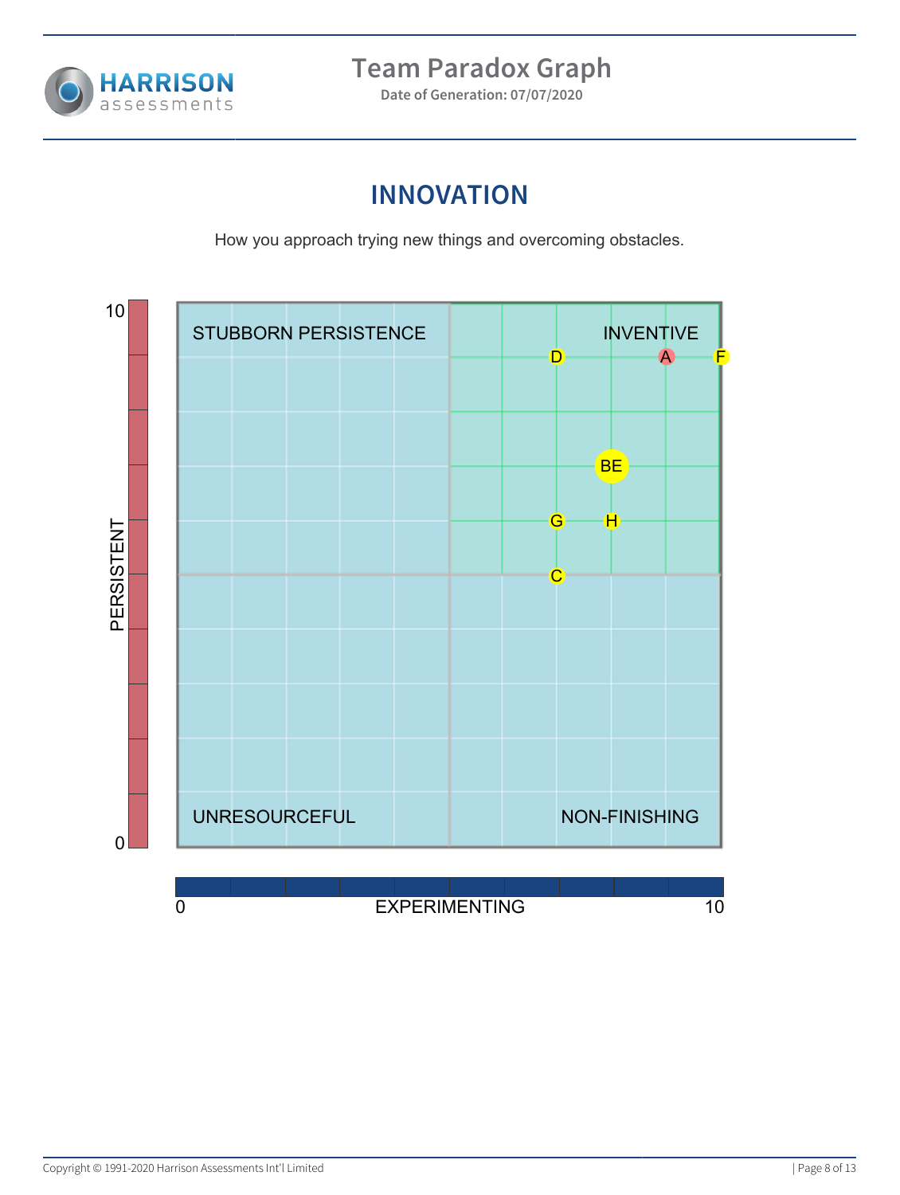# Team Paradox Graph

**Date of Generation: 07/07/2020**

## INNOVATION

How you approach trying new things and overcoming obstacles.

STUBBORN PERSISTENCE

INVENTIVE

UNRESOURCEFUL

NON-FINISHING

PERSISTENT (0–10)

EXPERIMENTING (0–10)

D A F

BE

G H

C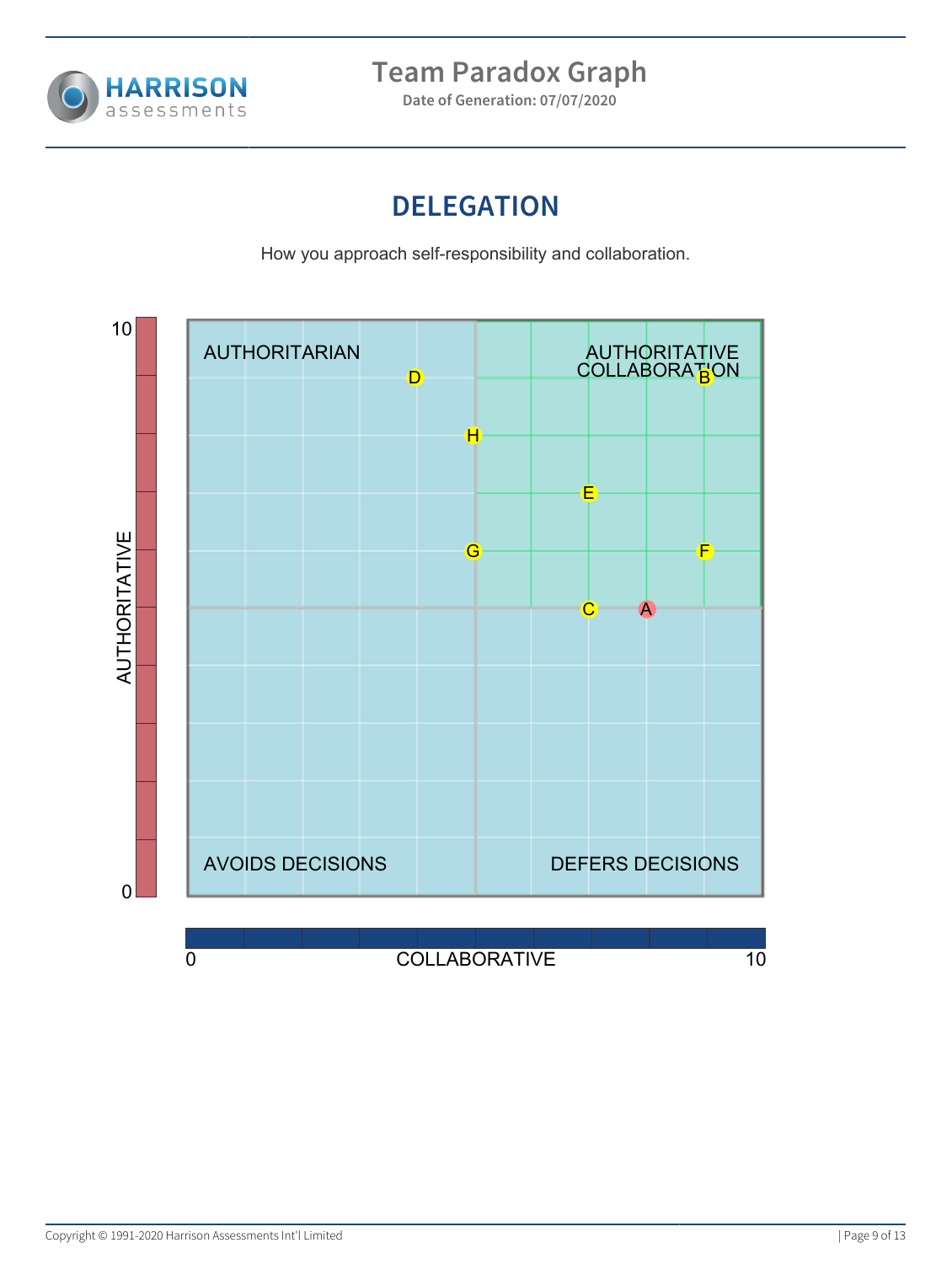# Team Paradox Graph

Date of Generation: 07/07/2020

## DELEGATION

How you approach self-responsibility and collaboration.

AUTHORITARIAN

AUTHORITATIVE COLLABORATION

AVOIDS DECISIONS

DEFERS DECISIONS

AUTHORITATIVE

COLLABORATIVE

0

10

D H E G F C A B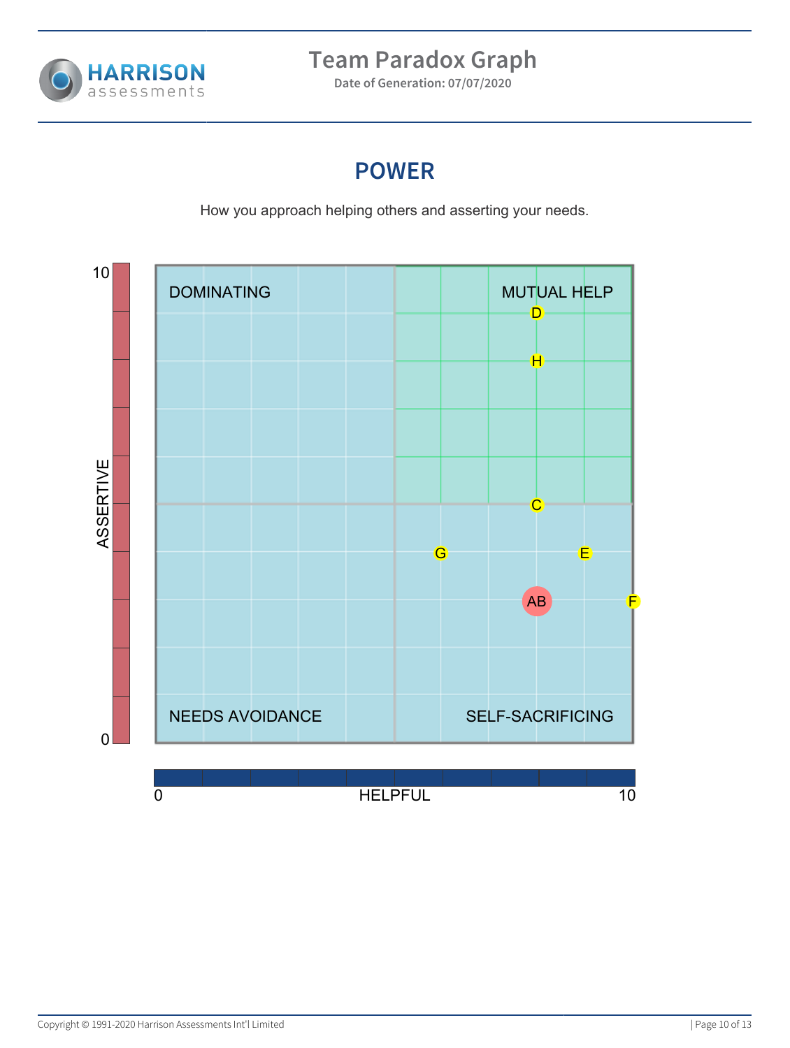# Team Paradox Graph

Date of Generation: 07/07/2020

## POWER

How you approach helping others and asserting your needs.

| | |
|---|---|
| DOMINATING | MUTUAL HELP |
| NEEDS AVOIDANCE | SELF-SACRIFICING |

ASSERTIVE (0–10)

HELPFUL (0–10)

D, H, C, G, E, AB, F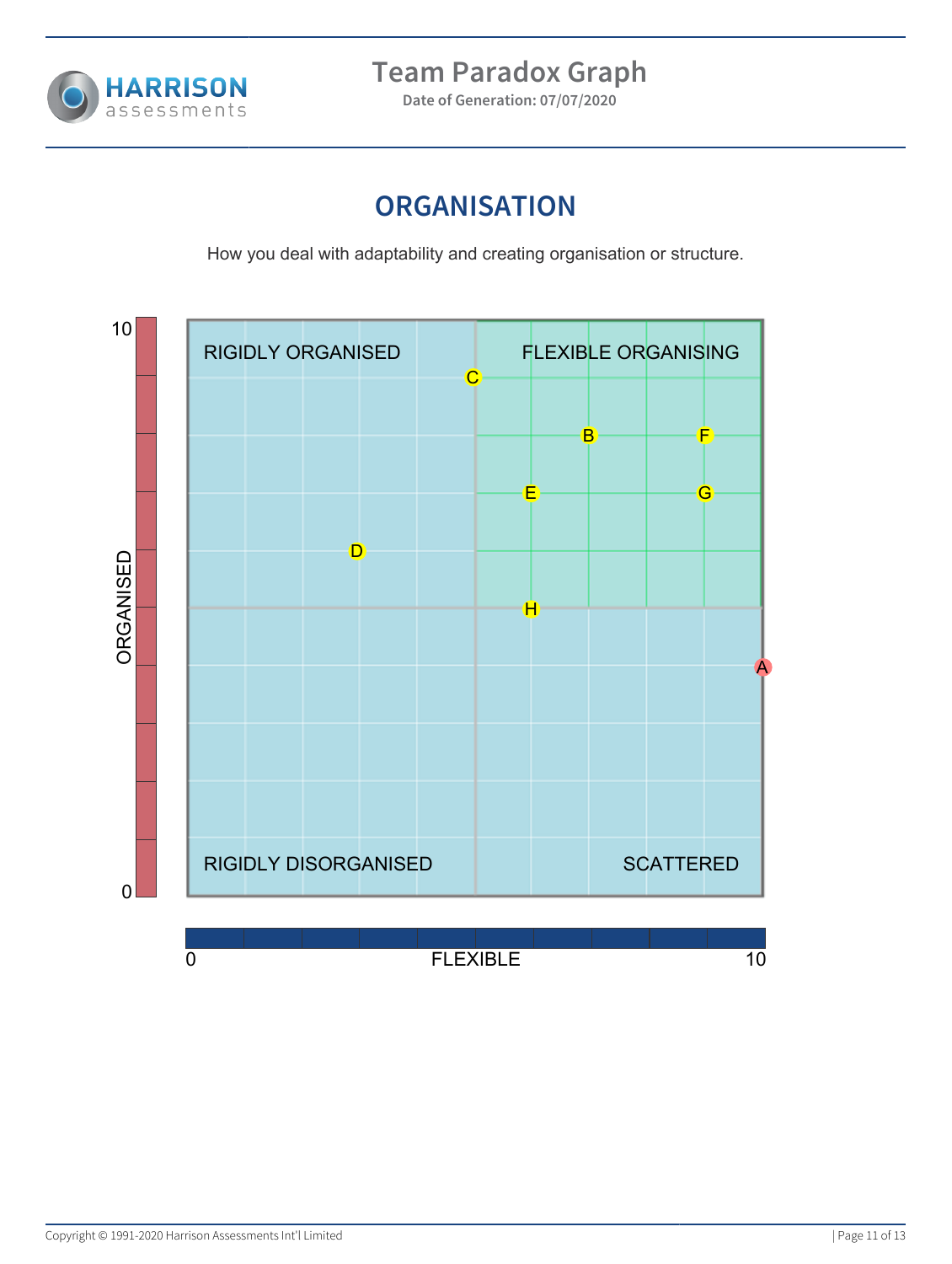# ORGANISATION

How you deal with adaptability and creating organisation or structure.

RIGIDLY ORGANISED

FLEXIBLE ORGANISING

RIGIDLY DISORGANISED

SCATTERED

ORGANISED

FLEXIBLE

0

10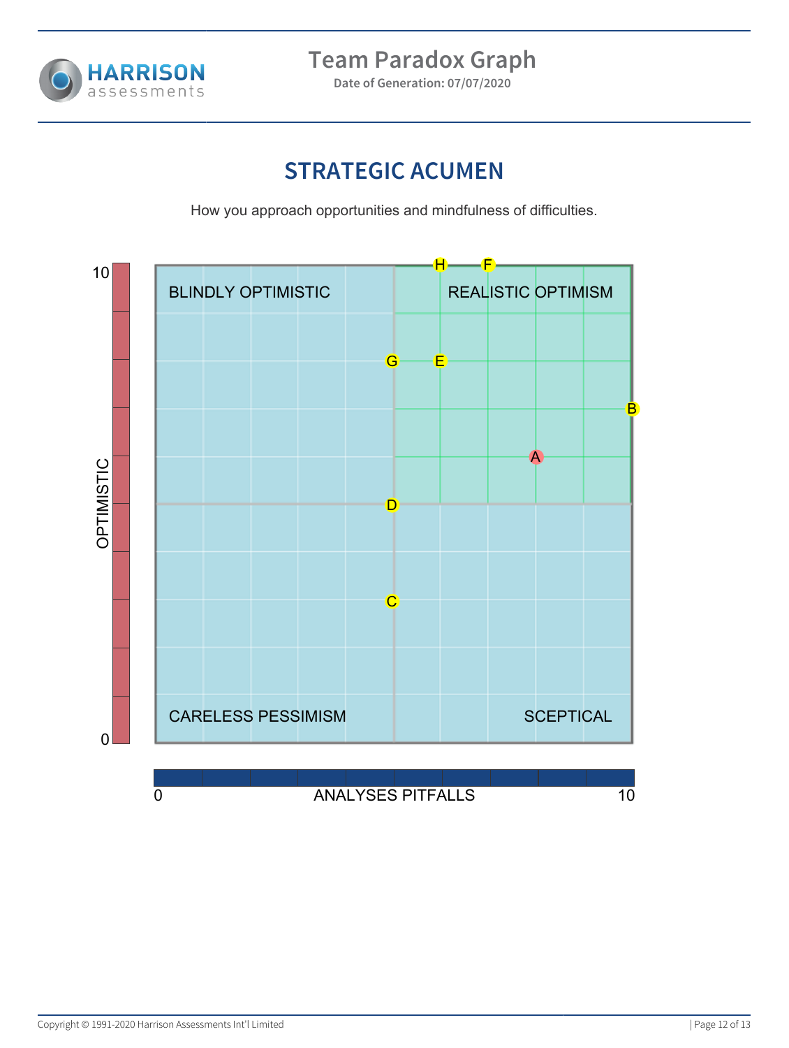# Team Paradox Graph

**Date of Generation: 07/07/2020**

## STRATEGIC ACUMEN

How you approach opportunities and mindfulness of difficulties.

OPTIMISTIC

10

0

BLINDLY OPTIMISTIC

REALISTIC OPTIMISM

CARELESS PESSIMISM

SCEPTICAL

H F G E B A D C

0 ANALYSES PITFALLS 10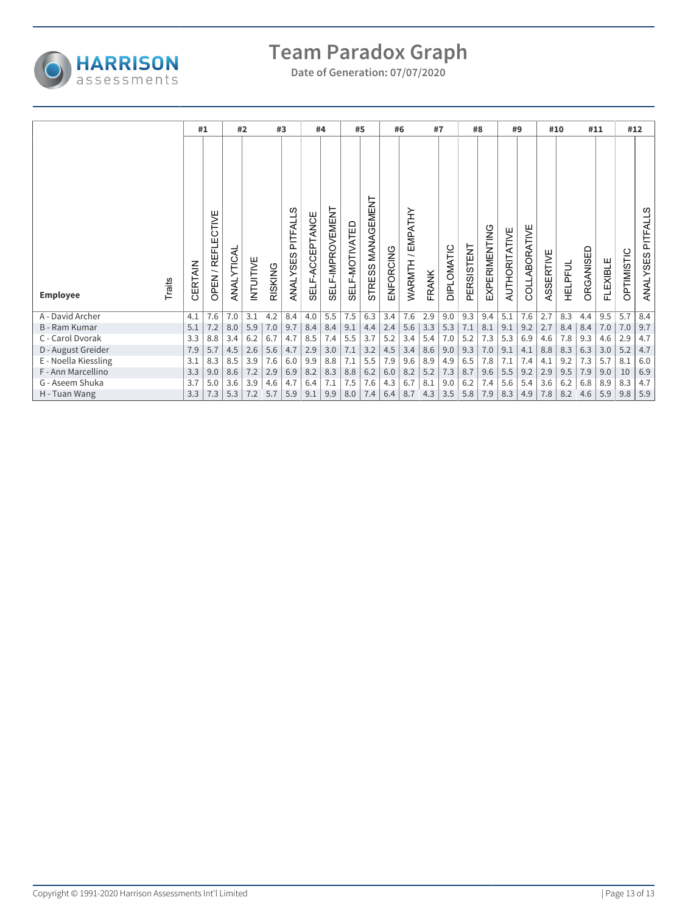# Team Paradox Graph

**Date of Generation: 07/07/2020**

| | #1 | | #2 | | #3 | | #4 | | #5 | | #6 | | #7 | | #8 | | #9 | | #10 | | #11 | | #12 | |
|---|---|---|---|---|---|---|---|---|---|---|---|---|---|---|---|---|---|---|---|---|---|---|---|---|
| **Employee** / Traits | CERTAIN | OPEN / REFLECTIVE | ANALYTICAL | INTUITIVE | RISKING | ANALYSES PITFALLS | SELF-ACCEPTANCE | SELF-IMPROVEMENT | SELF-MOTIVATED | STRESS MANAGEMENT | ENFORCING | WARMTH / EMPATHY | FRANK | DIPLOMATIC | PERSISTENT | EXPERIMENTING | AUTHORITATIVE | COLLABORATIVE | ASSERTIVE | HELPFUL | ORGANISED | FLEXIBLE | OPTIMISTIC | ANALYSES PITFALLS |
| A - David Archer | 4.1 | 7.6 | 7.0 | 3.1 | 4.2 | 8.4 | 4.0 | 5.5 | 7.5 | 6.3 | 3.4 | 7.6 | 2.9 | 9.0 | 9.3 | 9.4 | 5.1 | 7.6 | 2.7 | 8.3 | 4.4 | 9.5 | 5.7 | 8.4 |
| B - Ram Kumar | 5.1 | 7.2 | 8.0 | 5.9 | 7.0 | 9.7 | 8.4 | 8.4 | 9.1 | 4.4 | 2.4 | 5.6 | 3.3 | 5.3 | 7.1 | 8.1 | 9.1 | 9.2 | 2.7 | 8.4 | 8.4 | 7.0 | 7.0 | 9.7 |
| C - Carol Dvorak | 3.3 | 8.8 | 3.4 | 6.2 | 6.7 | 4.7 | 8.5 | 7.4 | 5.5 | 3.7 | 5.2 | 3.4 | 5.4 | 7.0 | 5.2 | 7.3 | 5.3 | 6.9 | 4.6 | 7.8 | 9.3 | 4.6 | 2.9 | 4.7 |
| D - August Greider | 7.9 | 5.7 | 4.5 | 2.6 | 5.6 | 4.7 | 2.9 | 3.0 | 7.1 | 3.2 | 4.5 | 3.4 | 8.6 | 9.0 | 9.3 | 7.0 | 9.1 | 4.1 | 8.8 | 8.3 | 6.3 | 3.0 | 5.2 | 4.7 |
| E - Noella Kiessling | 3.1 | 8.3 | 8.5 | 3.9 | 7.6 | 6.0 | 9.9 | 8.8 | 7.1 | 5.5 | 7.9 | 9.6 | 8.9 | 4.9 | 6.5 | 7.8 | 7.1 | 7.4 | 4.1 | 9.2 | 7.3 | 5.7 | 8.1 | 6.0 |
| F - Ann Marcellino | 3.3 | 9.0 | 8.6 | 7.2 | 2.9 | 6.9 | 8.2 | 8.3 | 8.8 | 6.2 | 6.0 | 8.2 | 5.2 | 7.3 | 8.7 | 9.6 | 5.5 | 9.2 | 2.9 | 9.5 | 7.9 | 9.0 | 10 | 6.9 |
| G - Aseem Shuka | 3.7 | 5.0 | 3.6 | 3.9 | 4.6 | 4.7 | 6.4 | 7.1 | 7.5 | 7.6 | 4.3 | 6.7 | 8.1 | 9.0 | 6.2 | 7.4 | 5.6 | 5.4 | 3.6 | 6.2 | 6.8 | 8.9 | 8.3 | 4.7 |
| H - Tuan Wang | 3.3 | 7.3 | 5.3 | 7.2 | 5.7 | 5.9 | 9.1 | 9.9 | 8.0 | 7.4 | 6.4 | 8.7 | 4.3 | 3.5 | 5.8 | 7.9 | 8.3 | 4.9 | 7.8 | 8.2 | 4.6 | 5.9 | 9.8 | 5.9 |

Copyright © 1991-2020 Harrison Assessments Int'l Limited